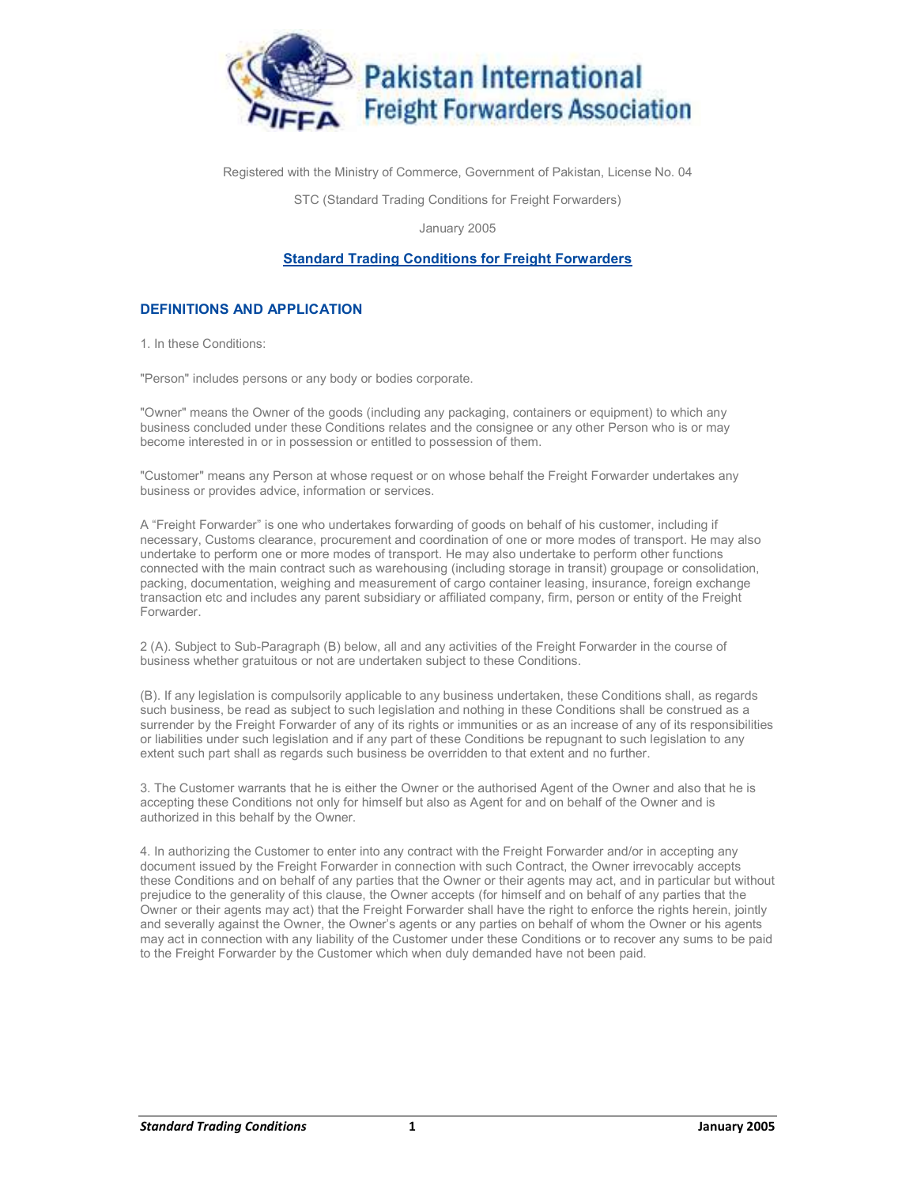# Pakistan International Freight Forwarders Association

Registered with the Ministry of Commerce, Government of Pakistan, License No. 04

STC (Standard Trading Conditions for Freight Forwarders)

January 2005

## Standard Trading Conditions for Freight Forwarders

### DEFINITIONS AND APPLICATION

1. In these Conditions:

"Person" includes persons or any body or bodies corporate.

"Owner" means the Owner of the goods (including any packaging, containers or equipment) to which any business concluded under these Conditions relates and the consignee or any other Person who is or may become interested in or in possession or entitled to possession of them.

"Customer" means any Person at whose request or on whose behalf the Freight Forwarder undertakes any business or provides advice, information or services.

A "Freight Forwarder" is one who undertakes forwarding of goods on behalf of his customer, including if necessary, Customs clearance, procurement and coordination of one or more modes of transport. He may also undertake to perform one or more modes of transport. He may also undertake to perform other functions connected with the main contract such as warehousing (including storage in transit) groupage or consolidation, packing, documentation, weighing and measurement of cargo container leasing, insurance, foreign exchange transaction etc and includes any parent subsidiary or affiliated company, firm, person or entity of the Freight Forwarder.

2 (A). Subject to Sub-Paragraph (B) below, all and any activities of the Freight Forwarder in the course of business whether gratuitous or not are undertaken subject to these Conditions.

(B). If any legislation is compulsorily applicable to any business undertaken, these Conditions shall, as regards such business, be read as subject to such legislation and nothing in these Conditions shall be construed as a surrender by the Freight Forwarder of any of its rights or immunities or as an increase of any of its responsibilities or liabilities under such legislation and if any part of these Conditions be repugnant to such legislation to any extent such part shall as regards such business be overridden to that extent and no further.

3. The Customer warrants that he is either the Owner or the authorised Agent of the Owner and also that he is accepting these Conditions not only for himself but also as Agent for and on behalf of the Owner and is authorized in this behalf by the Owner.

4. In authorizing the Customer to enter into any contract with the Freight Forwarder and/or in accepting any document issued by the Freight Forwarder in connection with such Contract, the Owner irrevocably accepts these Conditions and on behalf of any parties that the Owner or their agents may act, and in particular but without prejudice to the generality of this clause, the Owner accepts (for himself and on behalf of any parties that the Owner or their agents may act) that the Freight Forwarder shall have the right to enforce the rights herein, jointly and severally against the Owner, the Owner's agents or any parties on behalf of whom the Owner or his agents may act in connection with any liability of the Customer under these Conditions or to recover any sums to be paid to the Freight Forwarder by the Customer which when duly demanded have not been paid.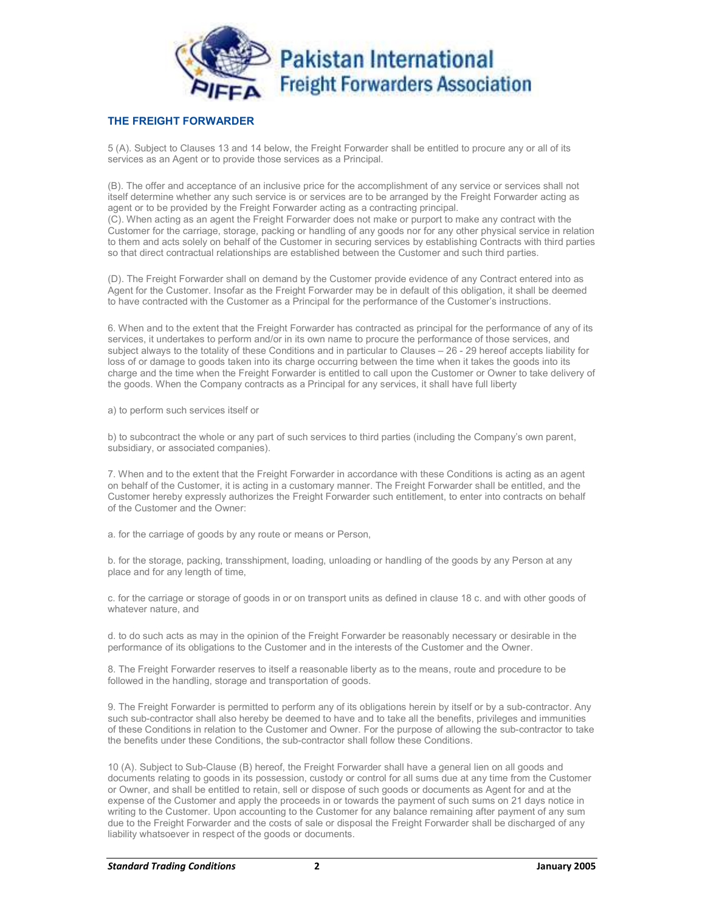## THE FREIGHT FORWARDER

5 (A). Subject to Clauses 13 and 14 below, the Freight Forwarder shall be entitled to procure any or all of its services as an Agent or to provide those services as a Principal.

(B). The offer and acceptance of an inclusive price for the accomplishment of any service or services shall not itself determine whether any such service is or services are to be arranged by the Freight Forwarder acting as agent or to be provided by the Freight Forwarder acting as a contracting principal.

(C). When acting as an agent the Freight Forwarder does not make or purport to make any contract with the Customer for the carriage, storage, packing or handling of any goods nor for any other physical service in relation to them and acts solely on behalf of the Customer in securing services by establishing Contracts with third parties so that direct contractual relationships are established between the Customer and such third parties.

(D). The Freight Forwarder shall on demand by the Customer provide evidence of any Contract entered into as Agent for the Customer. Insofar as the Freight Forwarder may be in default of this obligation, it shall be deemed to have contracted with the Customer as a Principal for the performance of the Customer's instructions.

6. When and to the extent that the Freight Forwarder has contracted as principal for the performance of any of its services, it undertakes to perform and/or in its own name to procure the performance of those services, and subject always to the totality of these Conditions and in particular to Clauses – 26 - 29 hereof accepts liability for loss of or damage to goods taken into its charge occurring between the time when it takes the goods into its charge and the time when the Freight Forwarder is entitled to call upon the Customer or Owner to take delivery of the goods. When the Company contracts as a Principal for any services, it shall have full liberty

a) to perform such services itself or

b) to subcontract the whole or any part of such services to third parties (including the Company's own parent, subsidiary, or associated companies).

7. When and to the extent that the Freight Forwarder in accordance with these Conditions is acting as an agent on behalf of the Customer, it is acting in a customary manner. The Freight Forwarder shall be entitled, and the Customer hereby expressly authorizes the Freight Forwarder such entitlement, to enter into contracts on behalf of the Customer and the Owner:

a. for the carriage of goods by any route or means or Person,

b. for the storage, packing, transshipment, loading, unloading or handling of the goods by any Person at any place and for any length of time,

c. for the carriage or storage of goods in or on transport units as defined in clause 18 c. and with other goods of whatever nature, and

d. to do such acts as may in the opinion of the Freight Forwarder be reasonably necessary or desirable in the performance of its obligations to the Customer and in the interests of the Customer and the Owner.

8. The Freight Forwarder reserves to itself a reasonable liberty as to the means, route and procedure to be followed in the handling, storage and transportation of goods.

9. The Freight Forwarder is permitted to perform any of its obligations herein by itself or by a sub-contractor. Any such sub-contractor shall also hereby be deemed to have and to take all the benefits, privileges and immunities of these Conditions in relation to the Customer and Owner. For the purpose of allowing the sub-contractor to take the benefits under these Conditions, the sub-contractor shall follow these Conditions.

10 (A). Subject to Sub-Clause (B) hereof, the Freight Forwarder shall have a general lien on all goods and documents relating to goods in its possession, custody or control for all sums due at any time from the Customer or Owner, and shall be entitled to retain, sell or dispose of such goods or documents as Agent for and at the expense of the Customer and apply the proceeds in or towards the payment of such sums on 21 days notice in writing to the Customer. Upon accounting to the Customer for any balance remaining after payment of any sum due to the Freight Forwarder and the costs of sale or disposal the Freight Forwarder shall be discharged of any liability whatsoever in respect of the goods or documents.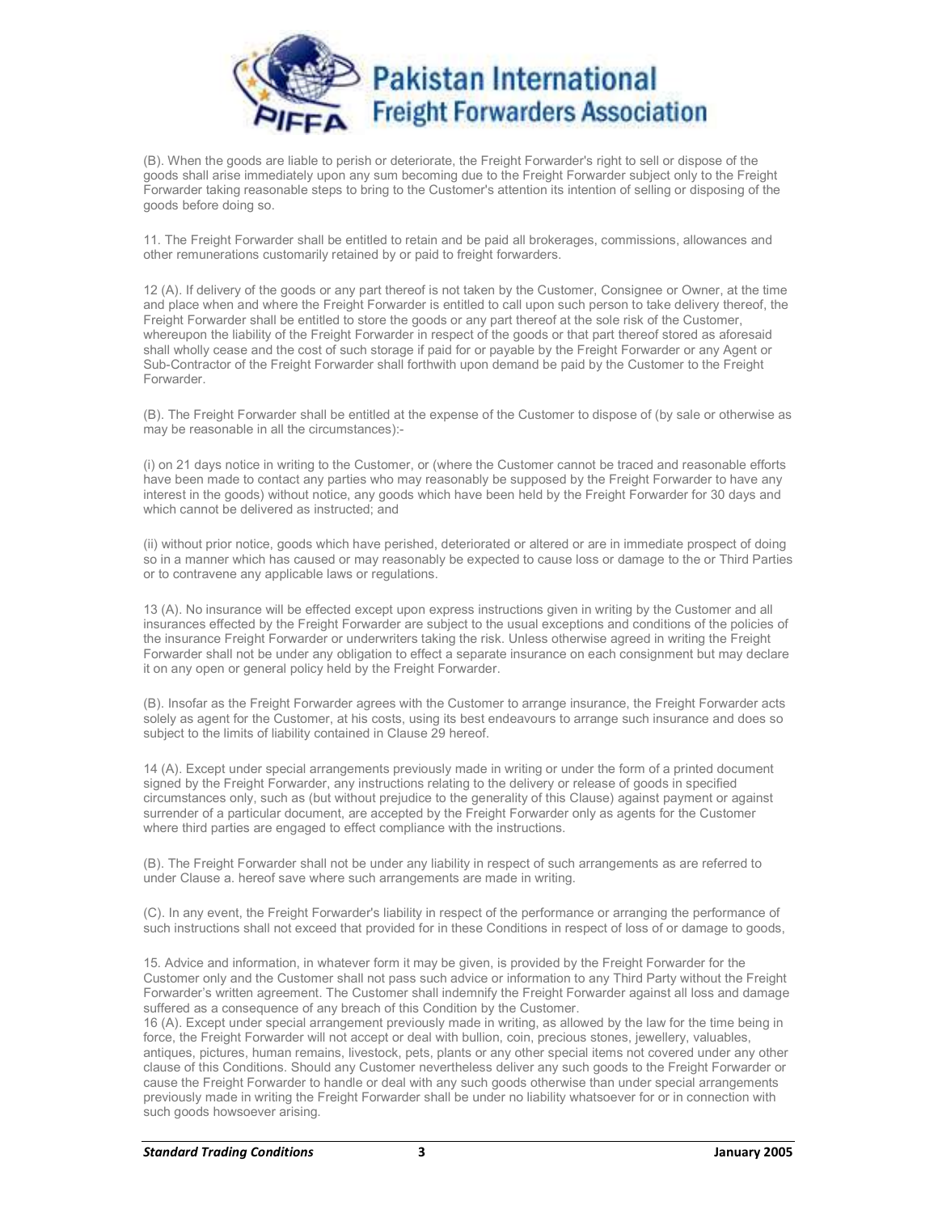(B). When the goods are liable to perish or deteriorate, the Freight Forwarder's right to sell or dispose of the goods shall arise immediately upon any sum becoming due to the Freight Forwarder subject only to the Freight Forwarder taking reasonable steps to bring to the Customer's attention its intention of selling or disposing of the goods before doing so.

11. The Freight Forwarder shall be entitled to retain and be paid all brokerages, commissions, allowances and other remunerations customarily retained by or paid to freight forwarders.

12 (A). If delivery of the goods or any part thereof is not taken by the Customer, Consignee or Owner, at the time and place when and where the Freight Forwarder is entitled to call upon such person to take delivery thereof, the Freight Forwarder shall be entitled to store the goods or any part thereof at the sole risk of the Customer, whereupon the liability of the Freight Forwarder in respect of the goods or that part thereof stored as aforesaid shall wholly cease and the cost of such storage if paid for or payable by the Freight Forwarder or any Agent or Sub-Contractor of the Freight Forwarder shall forthwith upon demand be paid by the Customer to the Freight Forwarder.

(B). The Freight Forwarder shall be entitled at the expense of the Customer to dispose of (by sale or otherwise as may be reasonable in all the circumstances):-

(i) on 21 days notice in writing to the Customer, or (where the Customer cannot be traced and reasonable efforts have been made to contact any parties who may reasonably be supposed by the Freight Forwarder to have any interest in the goods) without notice, any goods which have been held by the Freight Forwarder for 30 days and which cannot be delivered as instructed; and

(ii) without prior notice, goods which have perished, deteriorated or altered or are in immediate prospect of doing so in a manner which has caused or may reasonably be expected to cause loss or damage to the or Third Parties or to contravene any applicable laws or regulations.

13 (A). No insurance will be effected except upon express instructions given in writing by the Customer and all insurances effected by the Freight Forwarder are subject to the usual exceptions and conditions of the policies of the insurance Freight Forwarder or underwriters taking the risk. Unless otherwise agreed in writing the Freight Forwarder shall not be under any obligation to effect a separate insurance on each consignment but may declare it on any open or general policy held by the Freight Forwarder.

(B). Insofar as the Freight Forwarder agrees with the Customer to arrange insurance, the Freight Forwarder acts solely as agent for the Customer, at his costs, using its best endeavours to arrange such insurance and does so subject to the limits of liability contained in Clause 29 hereof.

14 (A). Except under special arrangements previously made in writing or under the form of a printed document signed by the Freight Forwarder, any instructions relating to the delivery or release of goods in specified circumstances only, such as (but without prejudice to the generality of this Clause) against payment or against surrender of a particular document, are accepted by the Freight Forwarder only as agents for the Customer where third parties are engaged to effect compliance with the instructions.

(B). The Freight Forwarder shall not be under any liability in respect of such arrangements as are referred to under Clause a. hereof save where such arrangements are made in writing.

(C). In any event, the Freight Forwarder's liability in respect of the performance or arranging the performance of such instructions shall not exceed that provided for in these Conditions in respect of loss of or damage to goods,

15. Advice and information, in whatever form it may be given, is provided by the Freight Forwarder for the Customer only and the Customer shall not pass such advice or information to any Third Party without the Freight Forwarder's written agreement. The Customer shall indemnify the Freight Forwarder against all loss and damage suffered as a consequence of any breach of this Condition by the Customer.

16 (A). Except under special arrangement previously made in writing, as allowed by the law for the time being in force, the Freight Forwarder will not accept or deal with bullion, coin, precious stones, jewellery, valuables, antiques, pictures, human remains, livestock, pets, plants or any other special items not covered under any other clause of this Conditions. Should any Customer nevertheless deliver any such goods to the Freight Forwarder or cause the Freight Forwarder to handle or deal with any such goods otherwise than under special arrangements previously made in writing the Freight Forwarder shall be under no liability whatsoever for or in connection with such goods howsoever arising.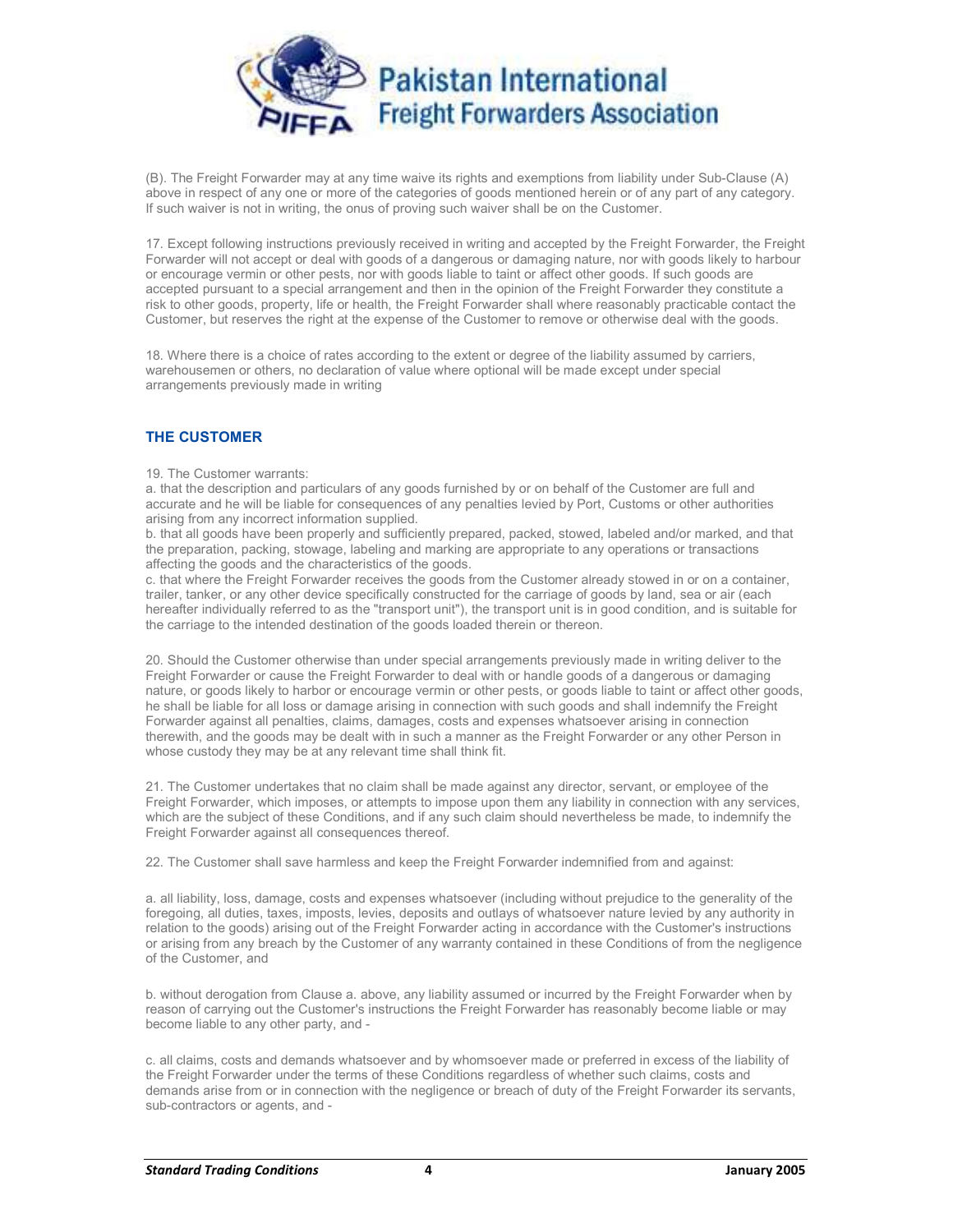(B). The Freight Forwarder may at any time waive its rights and exemptions from liability under Sub-Clause (A) above in respect of any one or more of the categories of goods mentioned herein or of any part of any category. If such waiver is not in writing, the onus of proving such waiver shall be on the Customer.

17. Except following instructions previously received in writing and accepted by the Freight Forwarder, the Freight Forwarder will not accept or deal with goods of a dangerous or damaging nature, nor with goods likely to harbour or encourage vermin or other pests, nor with goods liable to taint or affect other goods. If such goods are accepted pursuant to a special arrangement and then in the opinion of the Freight Forwarder they constitute a risk to other goods, property, life or health, the Freight Forwarder shall where reasonably practicable contact the Customer, but reserves the right at the expense of the Customer to remove or otherwise deal with the goods.

18. Where there is a choice of rates according to the extent or degree of the liability assumed by carriers, warehousemen or others, no declaration of value where optional will be made except under special arrangements previously made in writing

## THE CUSTOMER

19. The Customer warrants:
a. that the description and particulars of any goods furnished by or on behalf of the Customer are full and accurate and he will be liable for consequences of any penalties levied by Port, Customs or other authorities arising from any incorrect information supplied.
b. that all goods have been properly and sufficiently prepared, packed, stowed, labeled and/or marked, and that the preparation, packing, stowage, labeling and marking are appropriate to any operations or transactions affecting the goods and the characteristics of the goods.
c. that where the Freight Forwarder receives the goods from the Customer already stowed in or on a container, trailer, tanker, or any other device specifically constructed for the carriage of goods by land, sea or air (each hereafter individually referred to as the "transport unit"), the transport unit is in good condition, and is suitable for the carriage to the intended destination of the goods loaded therein or thereon.

20. Should the Customer otherwise than under special arrangements previously made in writing deliver to the Freight Forwarder or cause the Freight Forwarder to deal with or handle goods of a dangerous or damaging nature, or goods likely to harbor or encourage vermin or other pests, or goods liable to taint or affect other goods, he shall be liable for all loss or damage arising in connection with such goods and shall indemnify the Freight Forwarder against all penalties, claims, damages, costs and expenses whatsoever arising in connection therewith, and the goods may be dealt with in such a manner as the Freight Forwarder or any other Person in whose custody they may be at any relevant time shall think fit.

21. The Customer undertakes that no claim shall be made against any director, servant, or employee of the Freight Forwarder, which imposes, or attempts to impose upon them any liability in connection with any services, which are the subject of these Conditions, and if any such claim should nevertheless be made, to indemnify the Freight Forwarder against all consequences thereof.

22. The Customer shall save harmless and keep the Freight Forwarder indemnified from and against:

a. all liability, loss, damage, costs and expenses whatsoever (including without prejudice to the generality of the foregoing, all duties, taxes, imposts, levies, deposits and outlays of whatsoever nature levied by any authority in relation to the goods) arising out of the Freight Forwarder acting in accordance with the Customer's instructions or arising from any breach by the Customer of any warranty contained in these Conditions of from the negligence of the Customer, and

b. without derogation from Clause a. above, any liability assumed or incurred by the Freight Forwarder when by reason of carrying out the Customer's instructions the Freight Forwarder has reasonably become liable or may become liable to any other party, and -

c. all claims, costs and demands whatsoever and by whomsoever made or preferred in excess of the liability of the Freight Forwarder under the terms of these Conditions regardless of whether such claims, costs and demands arise from or in connection with the negligence or breach of duty of the Freight Forwarder its servants, sub-contractors or agents, and -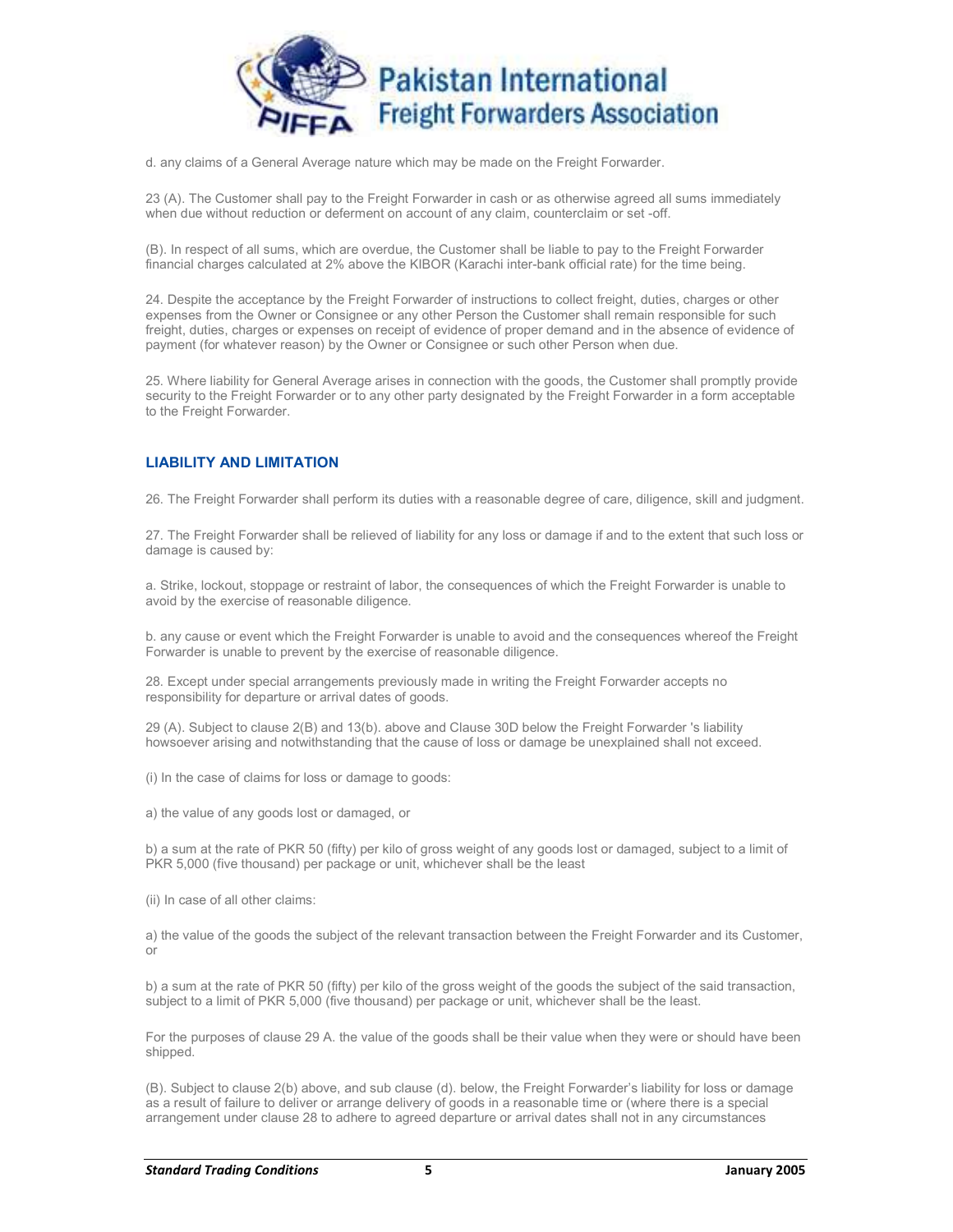d. any claims of a General Average nature which may be made on the Freight Forwarder.

23 (A). The Customer shall pay to the Freight Forwarder in cash or as otherwise agreed all sums immediately when due without reduction or deferment on account of any claim, counterclaim or set -off.

(B). In respect of all sums, which are overdue, the Customer shall be liable to pay to the Freight Forwarder financial charges calculated at 2% above the KIBOR (Karachi inter-bank official rate) for the time being.

24. Despite the acceptance by the Freight Forwarder of instructions to collect freight, duties, charges or other expenses from the Owner or Consignee or any other Person the Customer shall remain responsible for such freight, duties, charges or expenses on receipt of evidence of proper demand and in the absence of evidence of payment (for whatever reason) by the Owner or Consignee or such other Person when due.

25. Where liability for General Average arises in connection with the goods, the Customer shall promptly provide security to the Freight Forwarder or to any other party designated by the Freight Forwarder in a form acceptable to the Freight Forwarder.

## LIABILITY AND LIMITATION

26. The Freight Forwarder shall perform its duties with a reasonable degree of care, diligence, skill and judgment.

27. The Freight Forwarder shall be relieved of liability for any loss or damage if and to the extent that such loss or damage is caused by:

a. Strike, lockout, stoppage or restraint of labor, the consequences of which the Freight Forwarder is unable to avoid by the exercise of reasonable diligence.

b. any cause or event which the Freight Forwarder is unable to avoid and the consequences whereof the Freight Forwarder is unable to prevent by the exercise of reasonable diligence.

28. Except under special arrangements previously made in writing the Freight Forwarder accepts no responsibility for departure or arrival dates of goods.

29 (A). Subject to clause 2(B) and 13(b). above and Clause 30D below the Freight Forwarder 's liability howsoever arising and notwithstanding that the cause of loss or damage be unexplained shall not exceed.

(i) In the case of claims for loss or damage to goods:

a) the value of any goods lost or damaged, or

b) a sum at the rate of PKR 50 (fifty) per kilo of gross weight of any goods lost or damaged, subject to a limit of PKR 5,000 (five thousand) per package or unit, whichever shall be the least

(ii) In case of all other claims:

a) the value of the goods the subject of the relevant transaction between the Freight Forwarder and its Customer, or

b) a sum at the rate of PKR 50 (fifty) per kilo of the gross weight of the goods the subject of the said transaction, subject to a limit of PKR 5,000 (five thousand) per package or unit, whichever shall be the least.

For the purposes of clause 29 A. the value of the goods shall be their value when they were or should have been shipped.

(B). Subject to clause 2(b) above, and sub clause (d). below, the Freight Forwarder's liability for loss or damage as a result of failure to deliver or arrange delivery of goods in a reasonable time or (where there is a special arrangement under clause 28 to adhere to agreed departure or arrival dates shall not in any circumstances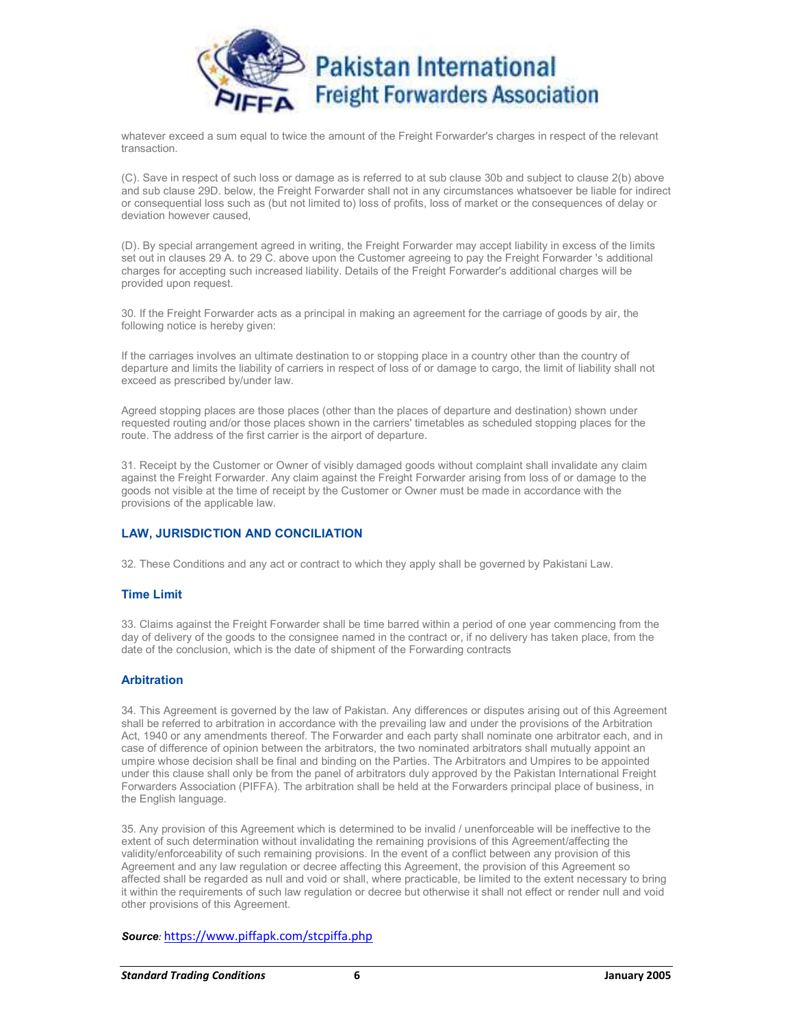whatever exceed a sum equal to twice the amount of the Freight Forwarder's charges in respect of the relevant transaction.

(C). Save in respect of such loss or damage as is referred to at sub clause 30b and subject to clause 2(b) above and sub clause 29D. below, the Freight Forwarder shall not in any circumstances whatsoever be liable for indirect or consequential loss such as (but not limited to) loss of profits, loss of market or the consequences of delay or deviation however caused,

(D). By special arrangement agreed in writing, the Freight Forwarder may accept liability in excess of the limits set out in clauses 29 A. to 29 C. above upon the Customer agreeing to pay the Freight Forwarder 's additional charges for accepting such increased liability. Details of the Freight Forwarder's additional charges will be provided upon request.

30. If the Freight Forwarder acts as a principal in making an agreement for the carriage of goods by air, the following notice is hereby given:

If the carriages involves an ultimate destination to or stopping place in a country other than the country of departure and limits the liability of carriers in respect of loss of or damage to cargo, the limit of liability shall not exceed as prescribed by/under law.

Agreed stopping places are those places (other than the places of departure and destination) shown under requested routing and/or those places shown in the carriers' timetables as scheduled stopping places for the route. The address of the first carrier is the airport of departure.

31. Receipt by the Customer or Owner of visibly damaged goods without complaint shall invalidate any claim against the Freight Forwarder. Any claim against the Freight Forwarder arising from loss of or damage to the goods not visible at the time of receipt by the Customer or Owner must be made in accordance with the provisions of the applicable law.

## LAW, JURISDICTION AND CONCILIATION

32. These Conditions and any act or contract to which they apply shall be governed by Pakistani Law.

### Time Limit

33. Claims against the Freight Forwarder shall be time barred within a period of one year commencing from the day of delivery of the goods to the consignee named in the contract or, if no delivery has taken place, from the date of the conclusion, which is the date of shipment of the Forwarding contracts

### Arbitration

34. This Agreement is governed by the law of Pakistan. Any differences or disputes arising out of this Agreement shall be referred to arbitration in accordance with the prevailing law and under the provisions of the Arbitration Act, 1940 or any amendments thereof. The Forwarder and each party shall nominate one arbitrator each, and in case of difference of opinion between the arbitrators, the two nominated arbitrators shall mutually appoint an umpire whose decision shall be final and binding on the Parties. The Arbitrators and Umpires to be appointed under this clause shall only be from the panel of arbitrators duly approved by the Pakistan International Freight Forwarders Association (PIFFA). The arbitration shall be held at the Forwarders principal place of business, in the English language.

35. Any provision of this Agreement which is determined to be invalid / unenforceable will be ineffective to the extent of such determination without invalidating the remaining provisions of this Agreement/affecting the validity/enforceability of such remaining provisions. In the event of a conflict between any provision of this Agreement and any law regulation or decree affecting this Agreement, the provision of this Agreement so affected shall be regarded as null and void or shall, where practicable, be limited to the extent necessary to bring it within the requirements of such law regulation or decree but otherwise it shall not effect or render null and void other provisions of this Agreement.

***Source**:* https://www.piffapk.com/stcpiffa.php